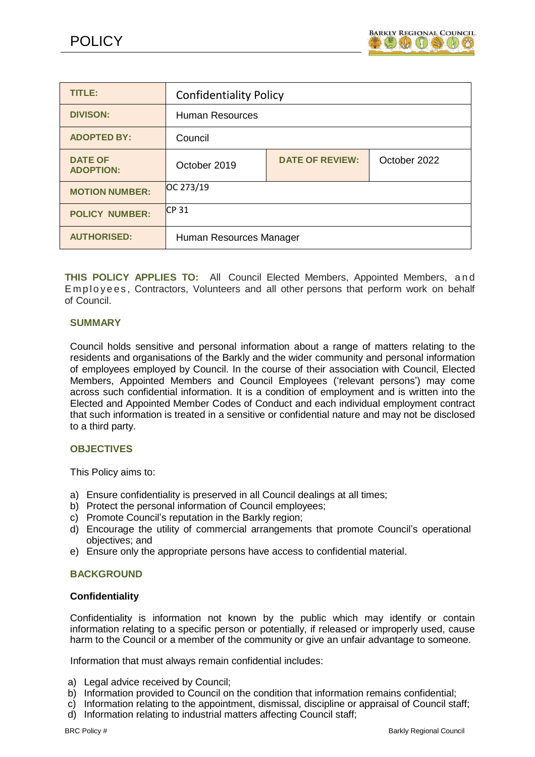# POLICY

| TITLE: | Confidentiality Policy | | |
|---|---|---|---|
| DIVISON: | Human Resources | | |
| ADOPTED BY: | Council | | |
| DATE OF ADOPTION: | October 2019 | DATE OF REVIEW: | October 2022 |
| MOTION NUMBER: | OC 273/19 | | |
| POLICY NUMBER: | CP 31 | | |
| AUTHORISED: | Human Resources Manager | | |

**THIS POLICY APPLIES TO:** All Council Elected Members, Appointed Members, and Employees, Contractors, Volunteers and all other persons that perform work on behalf of Council.

## SUMMARY

Council holds sensitive and personal information about a range of matters relating to the residents and organisations of the Barkly and the wider community and personal information of employees employed by Council. In the course of their association with Council, Elected Members, Appointed Members and Council Employees ('relevant persons') may come across such confidential information. It is a condition of employment and is written into the Elected and Appointed Member Codes of Conduct and each individual employment contract that such information is treated in a sensitive or confidential nature and may not be disclosed to a third party.

## OBJECTIVES

This Policy aims to:

a) Ensure confidentiality is preserved in all Council dealings at all times;
b) Protect the personal information of Council employees;
c) Promote Council's reputation in the Barkly region;
d) Encourage the utility of commercial arrangements that promote Council's operational objectives; and
e) Ensure only the appropriate persons have access to confidential material.

## BACKGROUND

### Confidentiality

Confidentiality is information not known by the public which may identify or contain information relating to a specific person or potentially, if released or improperly used, cause harm to the Council or a member of the community or give an unfair advantage to someone.

Information that must always remain confidential includes:

a) Legal advice received by Council;
b) Information provided to Council on the condition that information remains confidential;
c) Information relating to the appointment, dismissal, discipline or appraisal of Council staff;
d) Information relating to industrial matters affecting Council staff;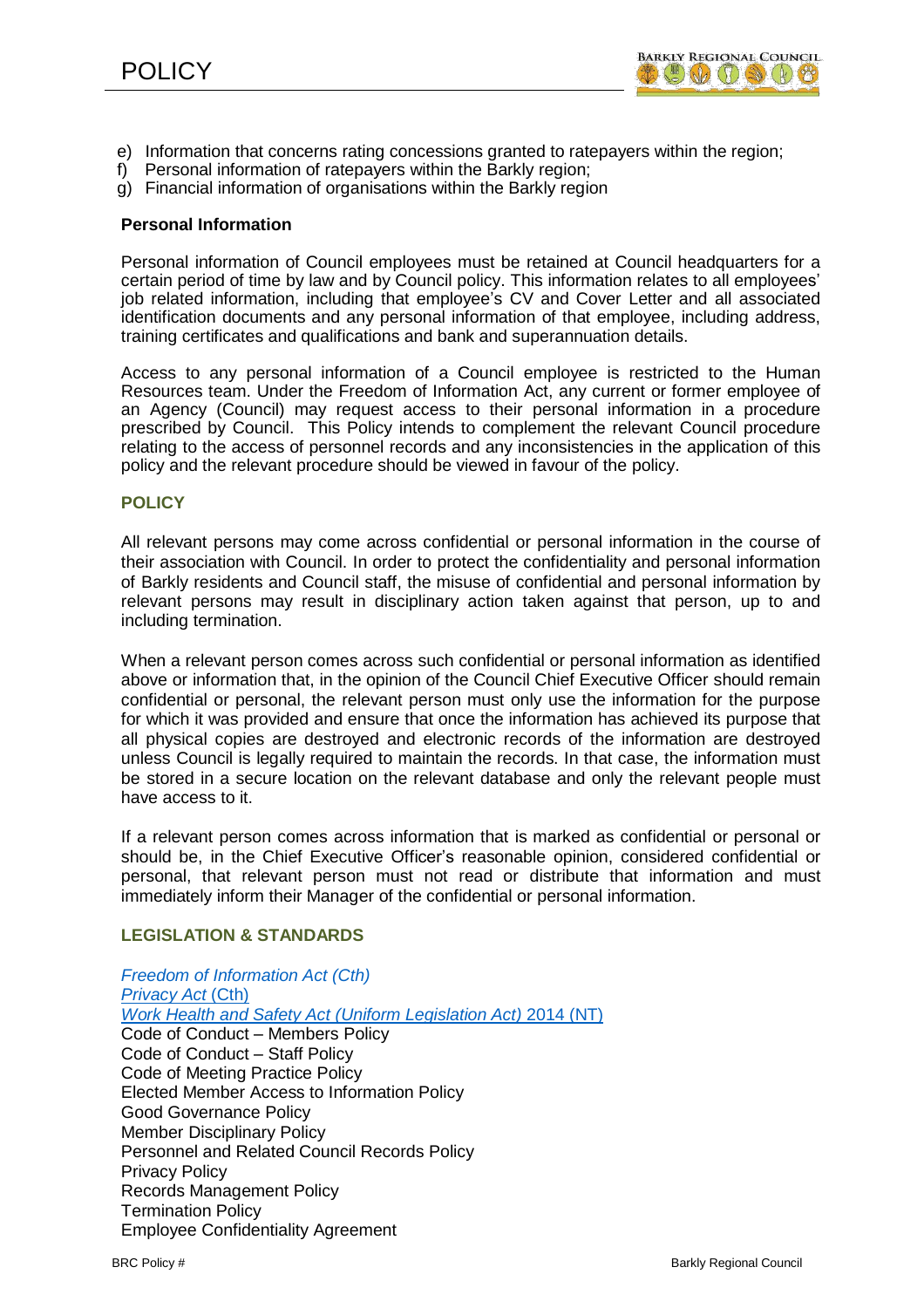e) Information that concerns rating concessions granted to ratepayers within the region;
f) Personal information of ratepayers within the Barkly region;
g) Financial information of organisations within the Barkly region

**Personal Information**

Personal information of Council employees must be retained at Council headquarters for a certain period of time by law and by Council policy. This information relates to all employees' job related information, including that employee's CV and Cover Letter and all associated identification documents and any personal information of that employee, including address, training certificates and qualifications and bank and superannuation details.

Access to any personal information of a Council employee is restricted to the Human Resources team. Under the Freedom of Information Act, any current or former employee of an Agency (Council) may request access to their personal information in a procedure prescribed by Council. This Policy intends to complement the relevant Council procedure relating to the access of personnel records and any inconsistencies in the application of this policy and the relevant procedure should be viewed in favour of the policy.

## POLICY

All relevant persons may come across confidential or personal information in the course of their association with Council. In order to protect the confidentiality and personal information of Barkly residents and Council staff, the misuse of confidential and personal information by relevant persons may result in disciplinary action taken against that person, up to and including termination.

When a relevant person comes across such confidential or personal information as identified above or information that, in the opinion of the Council Chief Executive Officer should remain confidential or personal, the relevant person must only use the information for the purpose for which it was provided and ensure that once the information has achieved its purpose that all physical copies are destroyed and electronic records of the information are destroyed unless Council is legally required to maintain the records. In that case, the information must be stored in a secure location on the relevant database and only the relevant people must have access to it.

If a relevant person comes across information that is marked as confidential or personal or should be, in the Chief Executive Officer's reasonable opinion, considered confidential or personal, that relevant person must not read or distribute that information and must immediately inform their Manager of the confidential or personal information.

## LEGISLATION & STANDARDS

*Freedom of Information Act (Cth)*
*Privacy Act* (Cth)
*Work Health and Safety Act (Uniform Legislation Act)* 2014 (NT)
Code of Conduct – Members Policy
Code of Conduct – Staff Policy
Code of Meeting Practice Policy
Elected Member Access to Information Policy
Good Governance Policy
Member Disciplinary Policy
Personnel and Related Council Records Policy
Privacy Policy
Records Management Policy
Termination Policy
Employee Confidentiality Agreement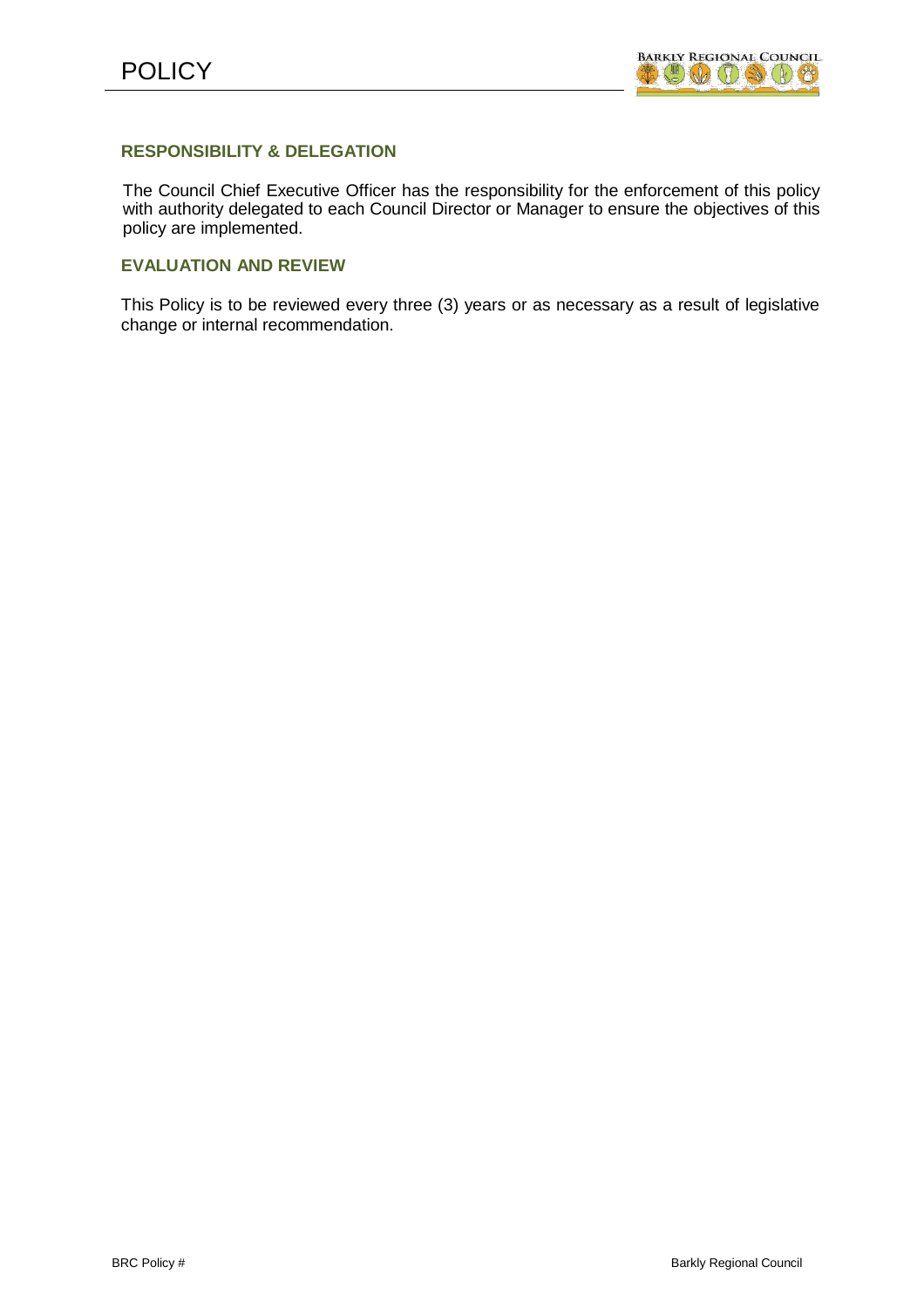## RESPONSIBILITY & DELEGATION

The Council Chief Executive Officer has the responsibility for the enforcement of this policy with authority delegated to each Council Director or Manager to ensure the objectives of this policy are implemented.

## EVALUATION AND REVIEW

This Policy is to be reviewed every three (3) years or as necessary as a result of legislative change or internal recommendation.